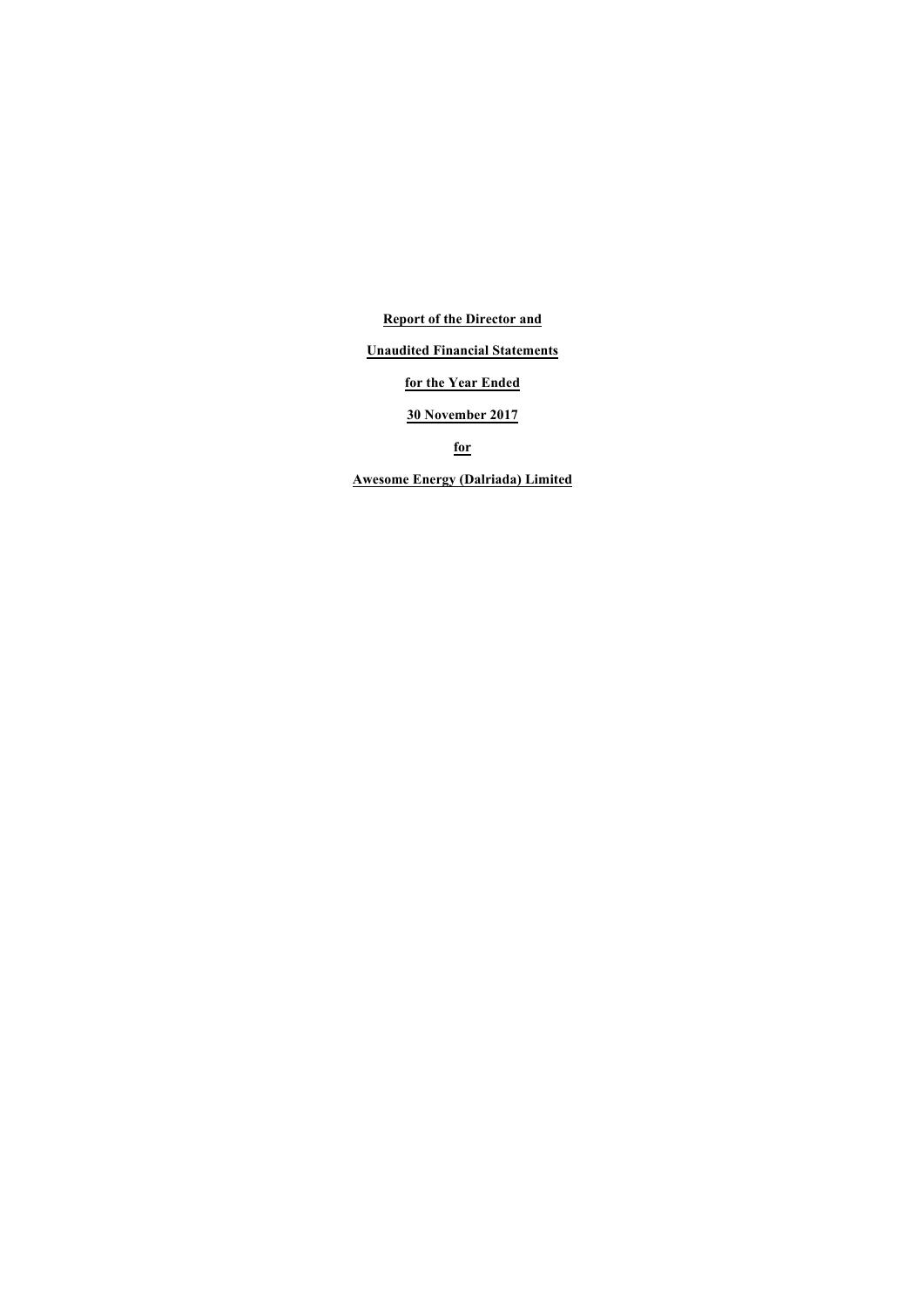**Report of the Director and**

**Unaudited Financial Statements**

**for the Year Ended**

**30 November 2017**

**for**

**Awesome Energy (Dalriada) Limited**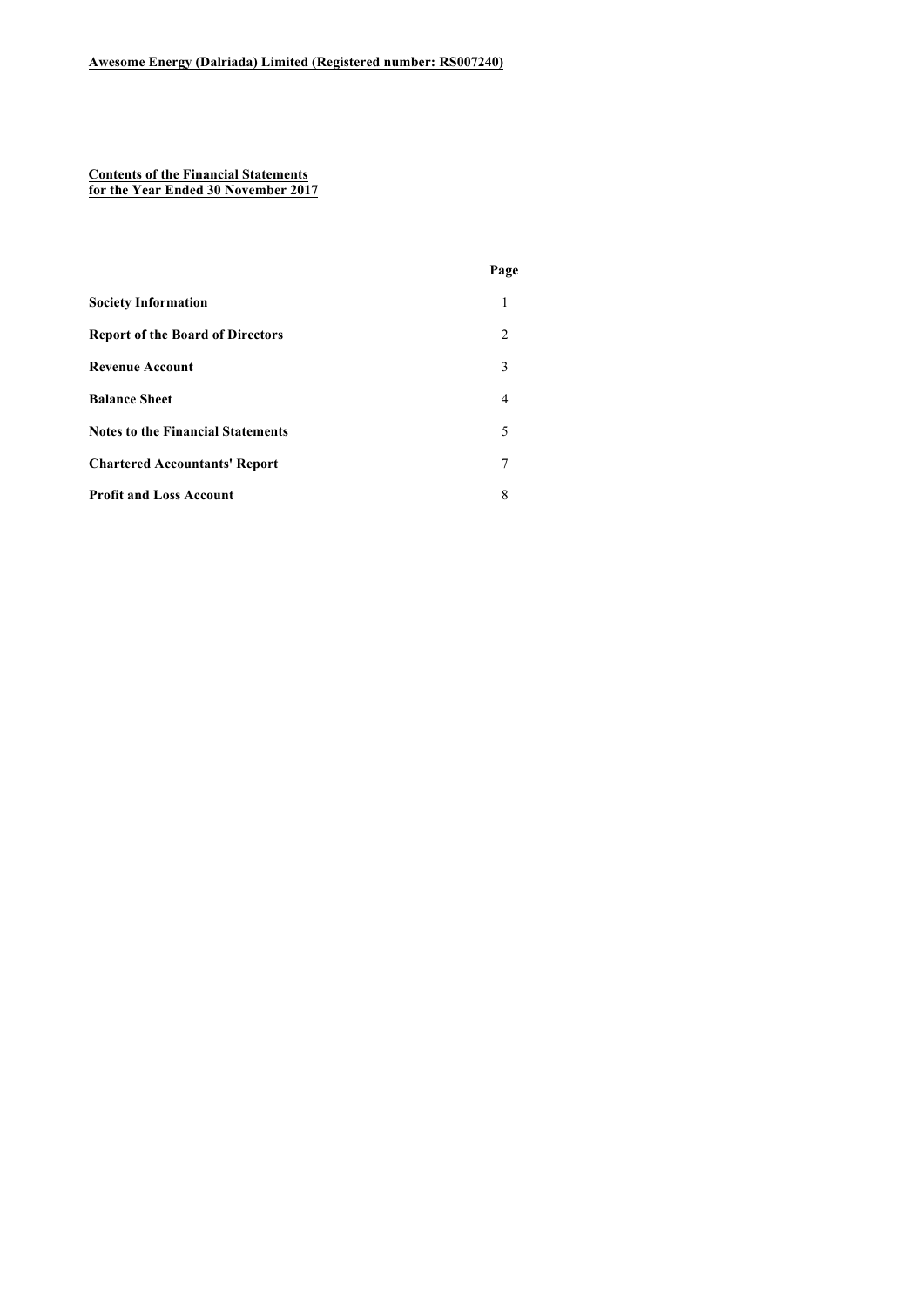**Awesome Energy (Dalriada) Limited (Registered number: RS007240)**

**Contents of the Financial Statements**
**for the Year Ended 30 November 2017**

| | Page |
|---|---|
| **Society Information** | 1 |
| **Report of the Board of Directors** | 2 |
| **Revenue Account** | 3 |
| **Balance Sheet** | 4 |
| **Notes to the Financial Statements** | 5 |
| **Chartered Accountants' Report** | 7 |
| **Profit and Loss Account** | 8 |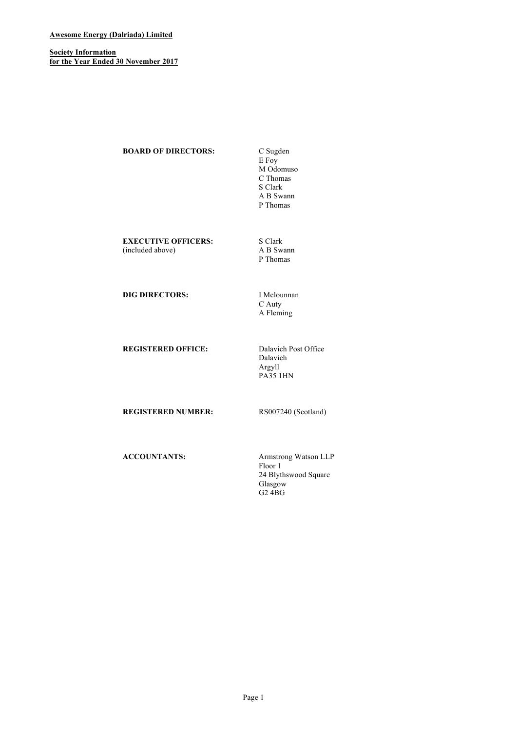**Awesome Energy (Dalriada) Limited**

**Society Information**
**for the Year Ended 30 November 2017**

**BOARD OF DIRECTORS:**
C Sugden
E Foy
M Odomuso
C Thomas
S Clark
A B Swann
P Thomas

**EXECUTIVE OFFICERS:** (included above)
S Clark
A B Swann
P Thomas

**DIG DIRECTORS:**
I Mclounnan
C Auty
A Fleming

**REGISTERED OFFICE:**
Dalavich Post Office
Dalavich
Argyll
PA35 1HN

**REGISTERED NUMBER:** RS007240 (Scotland)

**ACCOUNTANTS:**
Armstrong Watson LLP
Floor 1
24 Blythswood Square
Glasgow
G2 4BG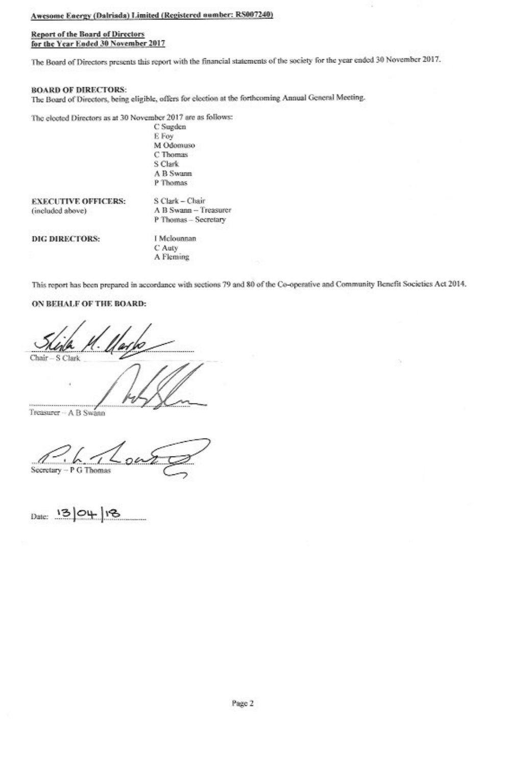**Awesome Energy (Dalriada) Limited (Registered number: RS007240)**

**Report of the Board of Directors**
**for the Year Ended 30 November 2017**

The Board of Directors presents this report with the financial statements of the society for the year ended 30 November 2017.

**BOARD OF DIRECTORS:**

The Board of Directors, being eligible, offers for election at the forthcoming Annual General Meeting.

The elected Directors as at 30 November 2017 are as follows:

C Sugden
E Foy
M Odomuso
C Thomas
S Clark
A B Swann
P Thomas

**EXECUTIVE OFFICERS:** (included above)

S Clark – Chair
A B Swann – Treasurer
P Thomas – Secretary

**DIG DIRECTORS:**

I Mcloughnan
C Auty
A Fleming

This report has been prepared in accordance with sections 79 and 80 of the Co-operative and Community Benefit Societies Act 2014.

**ON BEHALF OF THE BOARD:**

Chair – S Clark

Treasurer – A B Swann

Secretary – P G Thomas

Date: 13/04/18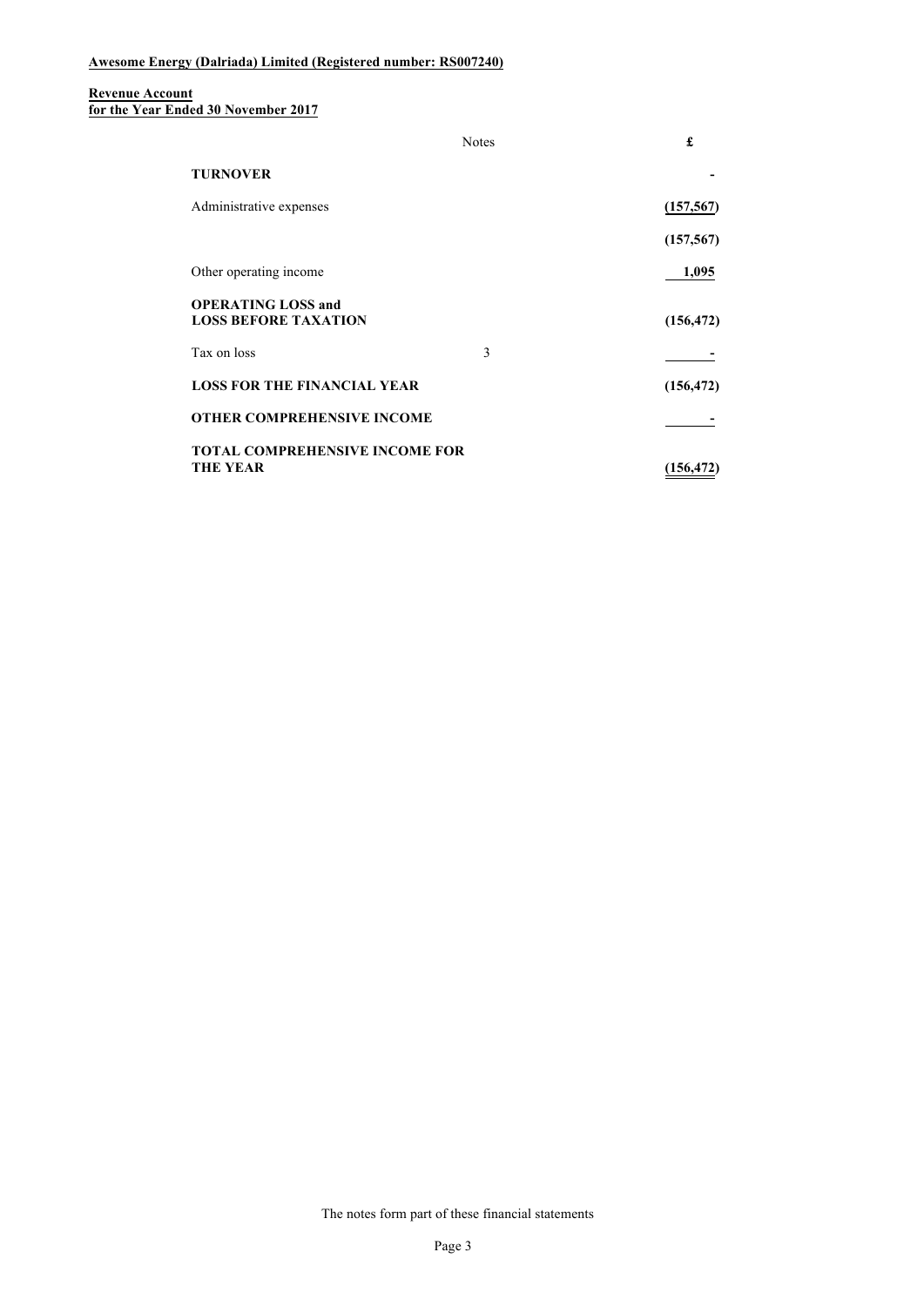**Awesome Energy (Dalriada) Limited (Registered number: RS007240)**

**Revenue Account**
**for the Year Ended 30 November 2017**

| | Notes | £ |
|---|---|---|
| **TURNOVER** | | - |
| Administrative expenses | | (157,567) |
| | | (157,567) |
| Other operating income | | 1,095 |
| **OPERATING LOSS and LOSS BEFORE TAXATION** | | (156,472) |
| Tax on loss | 3 | - |
| **LOSS FOR THE FINANCIAL YEAR** | | (156,472) |
| **OTHER COMPREHENSIVE INCOME** | | - |
| **TOTAL COMPREHENSIVE INCOME FOR THE YEAR** | | (156,472) |

The notes form part of these financial statements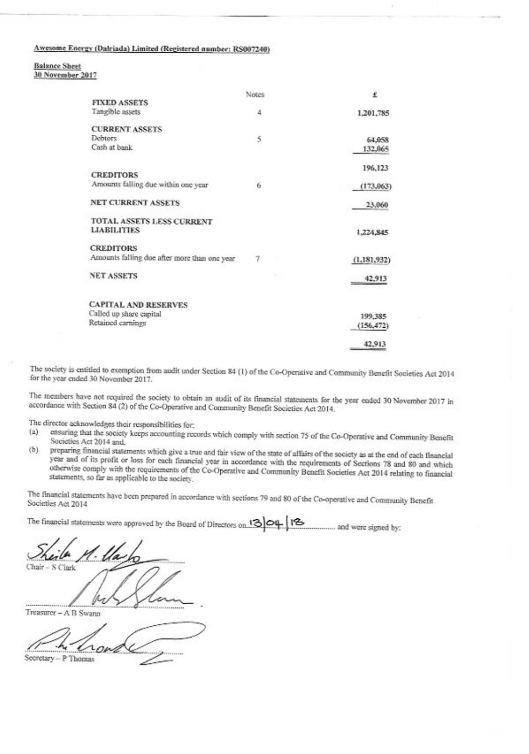**Awesome Energy (Dalriada) Limited (Registered number: RS007240)**

**Balance Sheet**
**30 November 2017**

| | Notes | £ |
|---|---|---|
| **FIXED ASSETS** | | |
| Tangible assets | 4 | 1,201,785 |
| **CURRENT ASSETS** | | |
| Debtors | 5 | 64,058 |
| Cash at bank | | 132,065 |
| | | 196,123 |
| **CREDITORS** | | |
| Amounts falling due within one year | 6 | (173,063) |
| **NET CURRENT ASSETS** | | 23,060 |
| **TOTAL ASSETS LESS CURRENT LIABILITIES** | | 1,224,845 |
| **CREDITORS** | | |
| Amounts falling due after more than one year | 7 | (1,181,932) |
| **NET ASSETS** | | 42,913 |
| **CAPITAL AND RESERVES** | | |
| Called up share capital | | 199,385 |
| Retained earnings | | (156,472) |
| | | 42,913 |

The society is entitled to exemption from audit under Section 84 (1) of the Co-Operative and Community Benefit Societies Act 2014 for the year ended 30 November 2017.

The members have not required the society to obtain an audit of its financial statements for the year ended 30 November 2017 in accordance with Section 84 (2) of the Co-Operative and Community Benefit Societies Act 2014.

The director acknowledges their responsibilities for:

(a) ensuring that the society keeps accounting records which comply with section 75 of the Co-Operative and Community Benefit Societies Act 2014 and,

(b) preparing financial statements which give a true and fair view of the state of affairs of the society as at the end of each financial year and of its profit or loss for each financial year in accordance with the requirements of Sections 78 and 80 and which otherwise comply with the requirements of the Co-Operative and Community Benefit Societies Act 2014 relating to financial statements, so far as applicable to the society.

The financial statements have been prepared in accordance with sections 79 and 80 of the Co-operative and Community Benefit Societies Act 2014

The financial statements were approved by the Board of Directors on 13|04|18 .............. and were signed by:

Chair – S Clark

Treasurer – A B Swann

Secretary – P Thomas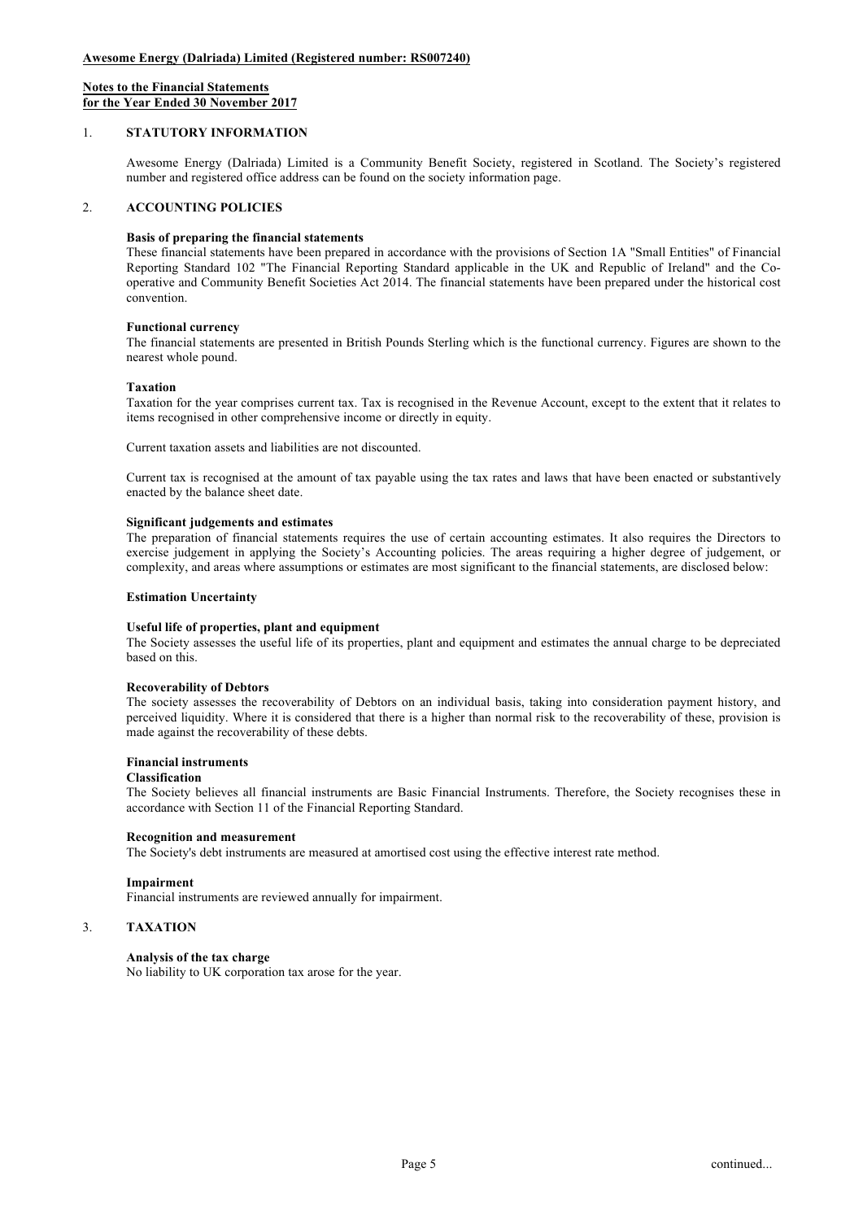**Awesome Energy (Dalriada) Limited (Registered number: RS007240)**

**Notes to the Financial Statements for the Year Ended 30 November 2017**

## 1. STATUTORY INFORMATION

Awesome Energy (Dalriada) Limited is a Community Benefit Society, registered in Scotland. The Society's registered number and registered office address can be found on the society information page.

## 2. ACCOUNTING POLICIES

**Basis of preparing the financial statements**

These financial statements have been prepared in accordance with the provisions of Section 1A "Small Entities" of Financial Reporting Standard 102 "The Financial Reporting Standard applicable in the UK and Republic of Ireland" and the Co-operative and Community Benefit Societies Act 2014. The financial statements have been prepared under the historical cost convention.

**Functional currency**

The financial statements are presented in British Pounds Sterling which is the functional currency. Figures are shown to the nearest whole pound.

**Taxation**

Taxation for the year comprises current tax. Tax is recognised in the Revenue Account, except to the extent that it relates to items recognised in other comprehensive income or directly in equity.

Current taxation assets and liabilities are not discounted.

Current tax is recognised at the amount of tax payable using the tax rates and laws that have been enacted or substantively enacted by the balance sheet date.

**Significant judgements and estimates**

The preparation of financial statements requires the use of certain accounting estimates. It also requires the Directors to exercise judgement in applying the Society's Accounting policies. The areas requiring a higher degree of judgement, or complexity, and areas where assumptions or estimates are most significant to the financial statements, are disclosed below:

**Estimation Uncertainty**

**Useful life of properties, plant and equipment**

The Society assesses the useful life of its properties, plant and equipment and estimates the annual charge to be depreciated based on this.

**Recoverability of Debtors**

The society assesses the recoverability of Debtors on an individual basis, taking into consideration payment history, and perceived liquidity. Where it is considered that there is a higher than normal risk to the recoverability of these, provision is made against the recoverability of these debts.

**Financial instruments**

**Classification**

The Society believes all financial instruments are Basic Financial Instruments. Therefore, the Society recognises these in accordance with Section 11 of the Financial Reporting Standard.

**Recognition and measurement**

The Society's debt instruments are measured at amortised cost using the effective interest rate method.

**Impairment**

Financial instruments are reviewed annually for impairment.

## 3. TAXATION

**Analysis of the tax charge**

No liability to UK corporation tax arose for the year.

continued...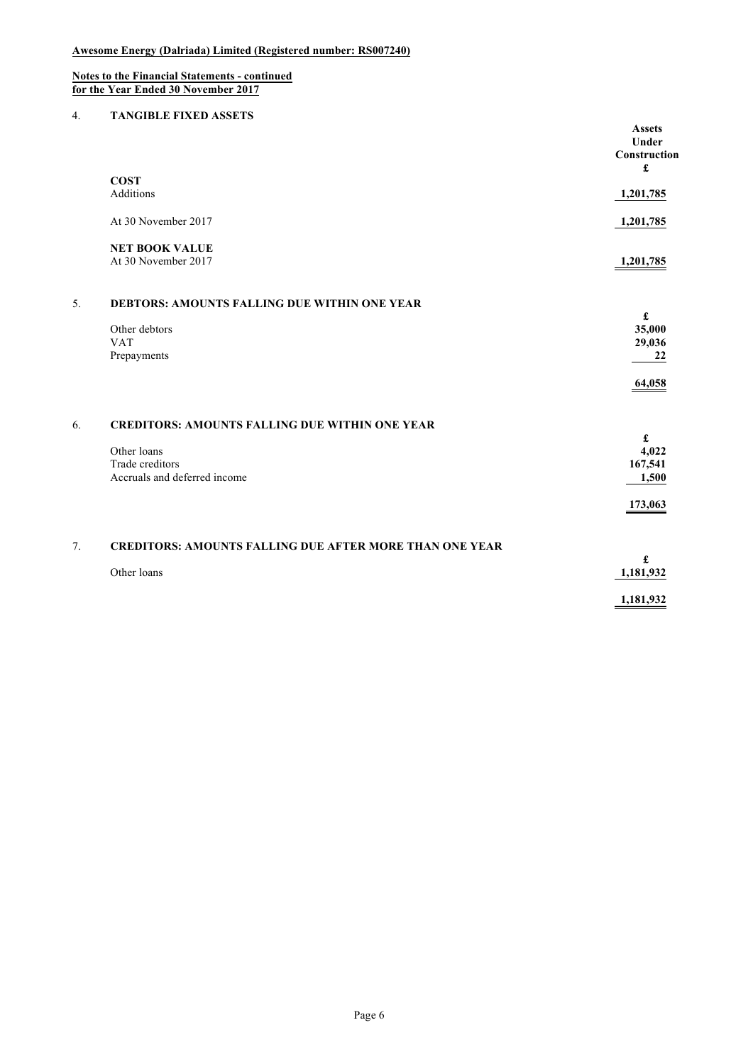**Awesome Energy (Dalriada) Limited (Registered number: RS007240)**

**Notes to the Financial Statements - continued**
**for the Year Ended 30 November 2017**

## 4. TANGIBLE FIXED ASSETS

| | Assets Under Construction £ |
|---|---|
| **COST** | |
| Additions | 1,201,785 |
| At 30 November 2017 | 1,201,785 |
| **NET BOOK VALUE** | |
| At 30 November 2017 | 1,201,785 |

## 5. DEBTORS: AMOUNTS FALLING DUE WITHIN ONE YEAR

| | £ |
|---|---|
| Other debtors | 35,000 |
| VAT | 29,036 |
| Prepayments | 22 |
| | 64,058 |

## 6. CREDITORS: AMOUNTS FALLING DUE WITHIN ONE YEAR

| | £ |
|---|---|
| Other loans | 4,022 |
| Trade creditors | 167,541 |
| Accruals and deferred income | 1,500 |
| | 173,063 |

## 7. CREDITORS: AMOUNTS FALLING DUE AFTER MORE THAN ONE YEAR

| | £ |
|---|---|
| Other loans | 1,181,932 |
| | 1,181,932 |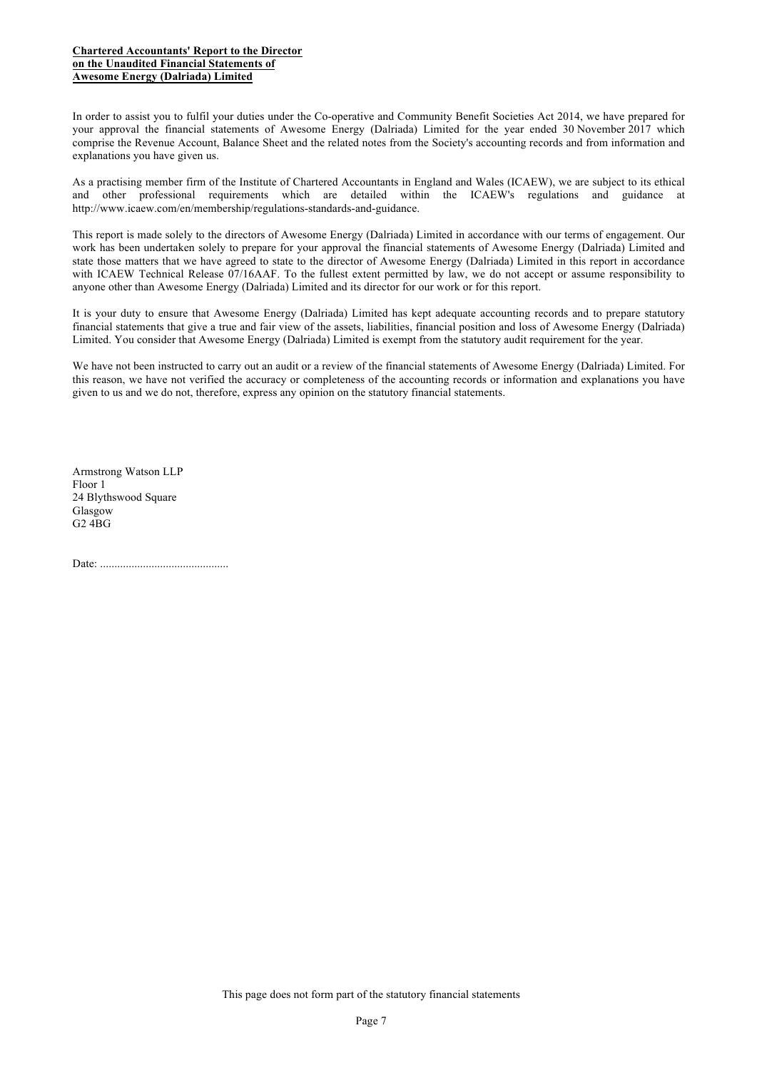**Chartered Accountants' Report to the Director on the Unaudited Financial Statements of Awesome Energy (Dalriada) Limited**

In order to assist you to fulfil your duties under the Co-operative and Community Benefit Societies Act 2014, we have prepared for your approval the financial statements of Awesome Energy (Dalriada) Limited for the year ended 30 November 2017 which comprise the Revenue Account, Balance Sheet and the related notes from the Society's accounting records and from information and explanations you have given us.

As a practising member firm of the Institute of Chartered Accountants in England and Wales (ICAEW), we are subject to its ethical and other professional requirements which are detailed within the ICAEW's regulations and guidance at http://www.icaew.com/en/membership/regulations-standards-and-guidance.

This report is made solely to the directors of Awesome Energy (Dalriada) Limited in accordance with our terms of engagement. Our work has been undertaken solely to prepare for your approval the financial statements of Awesome Energy (Dalriada) Limited and state those matters that we have agreed to state to the director of Awesome Energy (Dalriada) Limited in this report in accordance with ICAEW Technical Release 07/16AAF. To the fullest extent permitted by law, we do not accept or assume responsibility to anyone other than Awesome Energy (Dalriada) Limited and its director for our work or for this report.

It is your duty to ensure that Awesome Energy (Dalriada) Limited has kept adequate accounting records and to prepare statutory financial statements that give a true and fair view of the assets, liabilities, financial position and loss of Awesome Energy (Dalriada) Limited. You consider that Awesome Energy (Dalriada) Limited is exempt from the statutory audit requirement for the year.

We have not been instructed to carry out an audit or a review of the financial statements of Awesome Energy (Dalriada) Limited. For this reason, we have not verified the accuracy or completeness of the accounting records or information and explanations you have given to us and we do not, therefore, express any opinion on the statutory financial statements.

Armstrong Watson LLP  
Floor 1  
24 Blythswood Square  
Glasgow  
G2 4BG

Date: .............................................

This page does not form part of the statutory financial statements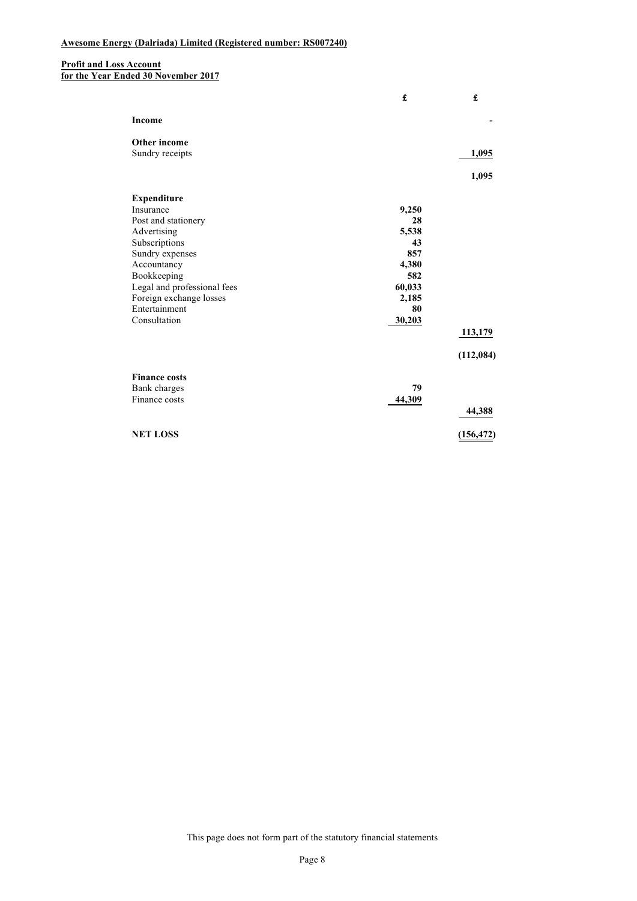**Awesome Energy (Dalriada) Limited (Registered number: RS007240)**

**Profit and Loss Account**
**for the Year Ended 30 November 2017**

| | £ | £ |
|---|---|---|
| **Income** | | - |
| **Other income** | | |
| Sundry receipts | | 1,095 |
| | | 1,095 |
| **Expenditure** | | |
| Insurance | 9,250 | |
| Post and stationery | 28 | |
| Advertising | 5,538 | |
| Subscriptions | 43 | |
| Sundry expenses | 857 | |
| Accountancy | 4,380 | |
| Bookkeeping | 582 | |
| Legal and professional fees | 60,033 | |
| Foreign exchange losses | 2,185 | |
| Entertainment | 80 | |
| Consultation | 30,203 | |
| | | 113,179 |
| | | (112,084) |
| **Finance costs** | | |
| Bank charges | 79 | |
| Finance costs | 44,309 | |
| | | 44,388 |
| **NET LOSS** | | (156,472) |

This page does not form part of the statutory financial statements